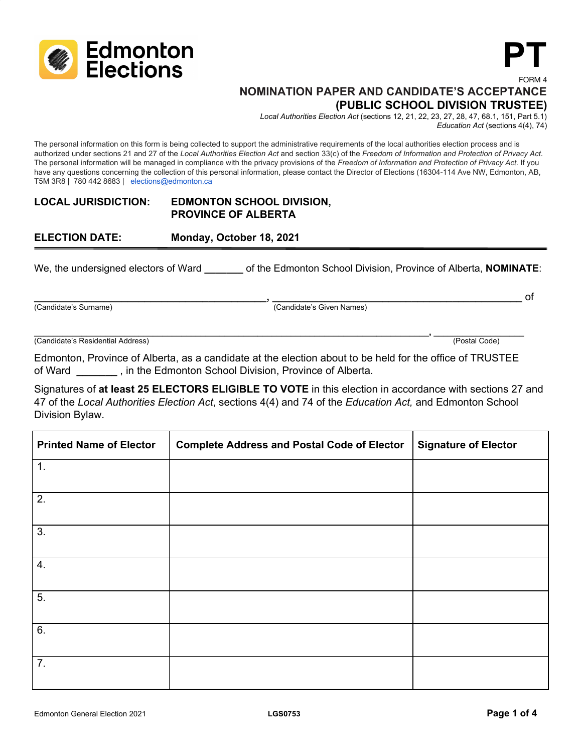Edmonton Elections

# PT

FORM 4

## NOMINATION PAPER AND CANDIDATE'S ACCEPTANCE (PUBLIC SCHOOL DIVISION TRUSTEE)

*Local Authorities Election Act* (sections 12, 21, 22, 23, 27, 28, 47, 68.1, 151, Part 5.1)
*Education Act* (sections 4(4), 74)

The personal information on this form is being collected to support the administrative requirements of the local authorities election process and is authorized under sections 21 and 27 of the *Local Authorities Election Act* and section 33(c) of the *Freedom of Information and Protection of Privacy Act*. The personal information will be managed in compliance with the privacy provisions of the *Freedom of Information and Protection of Privacy Act*. If you have any questions concerning the collection of this personal information, please contact the Director of Elections (16304-114 Ave NW, Edmonton, AB, T5M 3R8 | 780 442 8683 | elections@edmonton.ca

**LOCAL JURISDICTION:** **EDMONTON SCHOOL DIVISION, PROVINCE OF ALBERTA**

**ELECTION DATE:** **Monday, October 18, 2021**

We, the undersigned electors of Ward _______ of the Edmonton School Division, Province of Alberta, **NOMINATE**:

________________________________________, ________________________________________ of
(Candidate's Surname) (Candidate's Given Names)

______________________________________________________________________, _______________
(Candidate's Residential Address) (Postal Code)

Edmonton, Province of Alberta, as a candidate at the election about to be held for the office of TRUSTEE of Ward _______ , in the Edmonton School Division, Province of Alberta.

Signatures of **at least 25 ELECTORS ELIGIBLE TO VOTE** in this election in accordance with sections 27 and 47 of the *Local Authorities Election Act*, sections 4(4) and 74 of the *Education Act,* and Edmonton School Division Bylaw.

| Printed Name of Elector | Complete Address and Postal Code of Elector | Signature of Elector |
|---|---|---|
| 1. | | |
| 2. | | |
| 3. | | |
| 4. | | |
| 5. | | |
| 6. | | |
| 7. | | |

Edmonton General Election 2021 LGS0753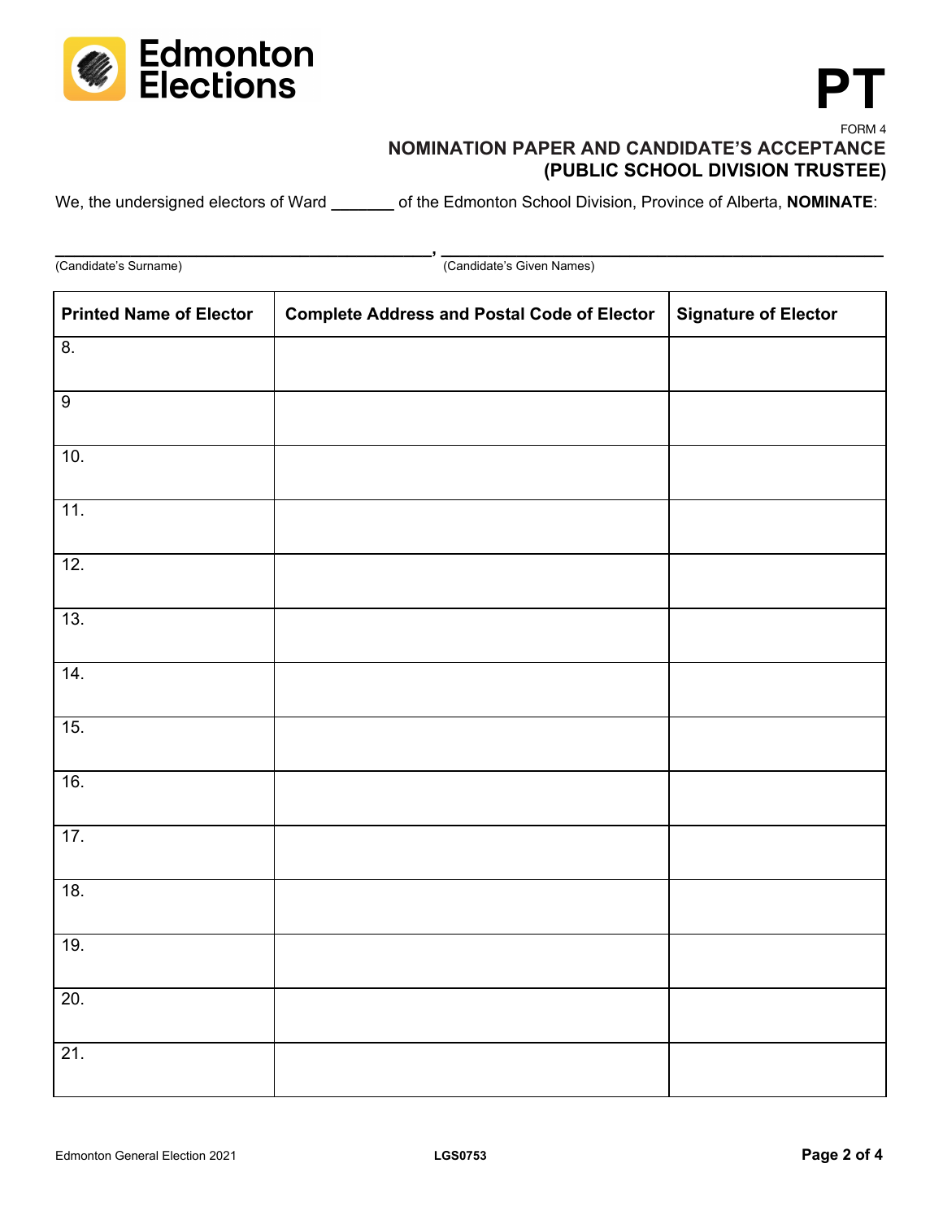PT

FORM 4

## NOMINATION PAPER AND CANDIDATE'S ACCEPTANCE (PUBLIC SCHOOL DIVISION TRUSTEE)

We, the undersigned electors of Ward _______ of the Edmonton School Division, Province of Alberta, **NOMINATE**:

_______________________________________, _______________________________________________
(Candidate's Surname) (Candidate's Given Names)

| Printed Name of Elector | Complete Address and Postal Code of Elector | Signature of Elector |
|---|---|---|
| 8. | | |
| 9 | | |
| 10. | | |
| 11. | | |
| 12. | | |
| 13. | | |
| 14. | | |
| 15. | | |
| 16. | | |
| 17. | | |
| 18. | | |
| 19. | | |
| 20. | | |
| 21. | | |

Edmonton General Election 2021 LGS0753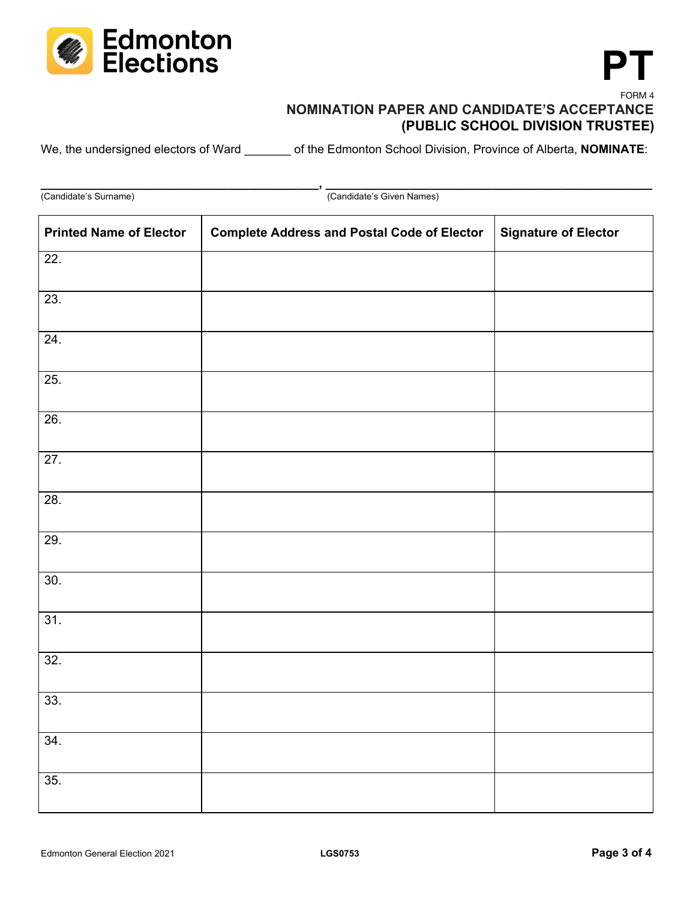Edmonton Elections

# PT

FORM 4

## NOMINATION PAPER AND CANDIDATE'S ACCEPTANCE (PUBLIC SCHOOL DIVISION TRUSTEE)

We, the undersigned electors of Ward _______ of the Edmonton School Division, Province of Alberta, **NOMINATE**:

_________________________________________, _______________________________________________

(Candidate's Surname) (Candidate's Given Names)

| Printed Name of Elector | Complete Address and Postal Code of Elector | Signature of Elector |
|---|---|---|
| 22. | | |
| 23. | | |
| 24. | | |
| 25. | | |
| 26. | | |
| 27. | | |
| 28. | | |
| 29. | | |
| 30. | | |
| 31. | | |
| 32. | | |
| 33. | | |
| 34. | | |
| 35. | | |

Edmonton General Election 2021 LGS0753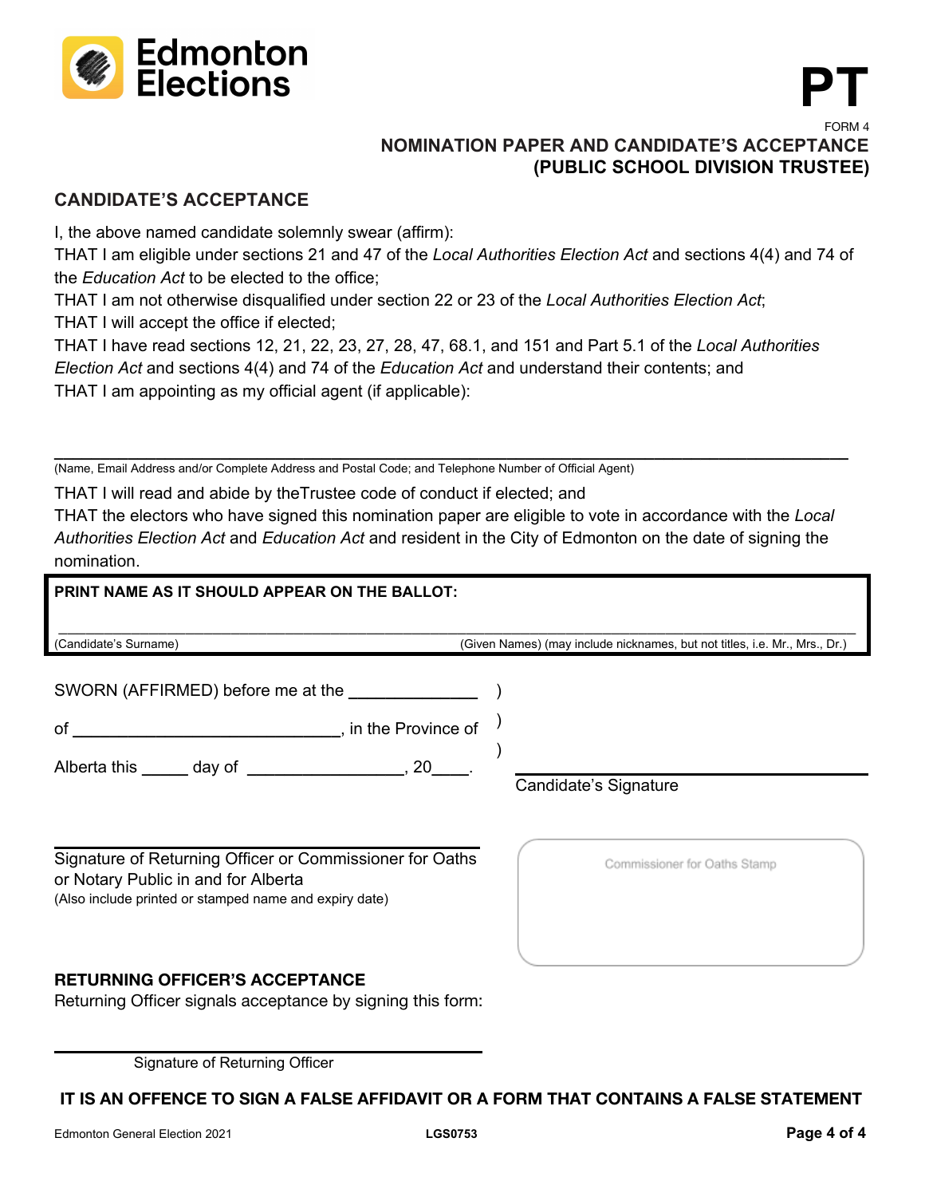**PT**

FORM 4

# NOMINATION PAPER AND CANDIDATE'S ACCEPTANCE (PUBLIC SCHOOL DIVISION TRUSTEE)

## CANDIDATE'S ACCEPTANCE

I, the above named candidate solemnly swear (affirm):

THAT I am eligible under sections 21 and 47 of the *Local Authorities Election Act* and sections 4(4) and 74 of the *Education Act* to be elected to the office;

THAT I am not otherwise disqualified under section 22 or 23 of the *Local Authorities Election Act*;

THAT I will accept the office if elected;

THAT I have read sections 12, 21, 22, 23, 27, 28, 47, 68.1, and 151 and Part 5.1 of the *Local Authorities Election Act* and sections 4(4) and 74 of the *Education Act* and understand their contents; and

THAT I am appointing as my official agent (if applicable):

______________________________________________________________________

(Name, Email Address and/or Complete Address and Postal Code; and Telephone Number of Official Agent)

THAT I will read and abide by theTrustee code of conduct if elected; and

THAT the electors who have signed this nomination paper are eligible to vote in accordance with the *Local Authorities Election Act* and *Education Act* and resident in the City of Edmonton on the date of signing the nomination.

**PRINT NAME AS IT SHOULD APPEAR ON THE BALLOT:**

______________________________________________________________________

(Candidate's Surname) (Given Names) (may include nicknames, but not titles, i.e. Mr., Mrs., Dr.)

SWORN (AFFIRMED) before me at the ______________ )

of _____________________________, in the Province of )

Alberta this _____ day of _________________, 20____. )

______________________________

Candidate's Signature

______________________________

Signature of Returning Officer or Commissioner for Oaths or Notary Public in and for Alberta

(Also include printed or stamped name and expiry date)

Commissioner for Oaths Stamp

## RETURNING OFFICER'S ACCEPTANCE

Returning Officer signals acceptance by signing this form:

______________________________

Signature of Returning Officer

**IT IS AN OFFENCE TO SIGN A FALSE AFFIDAVIT OR A FORM THAT CONTAINS A FALSE STATEMENT**

Edmonton General Election 2021 **LGS0753**